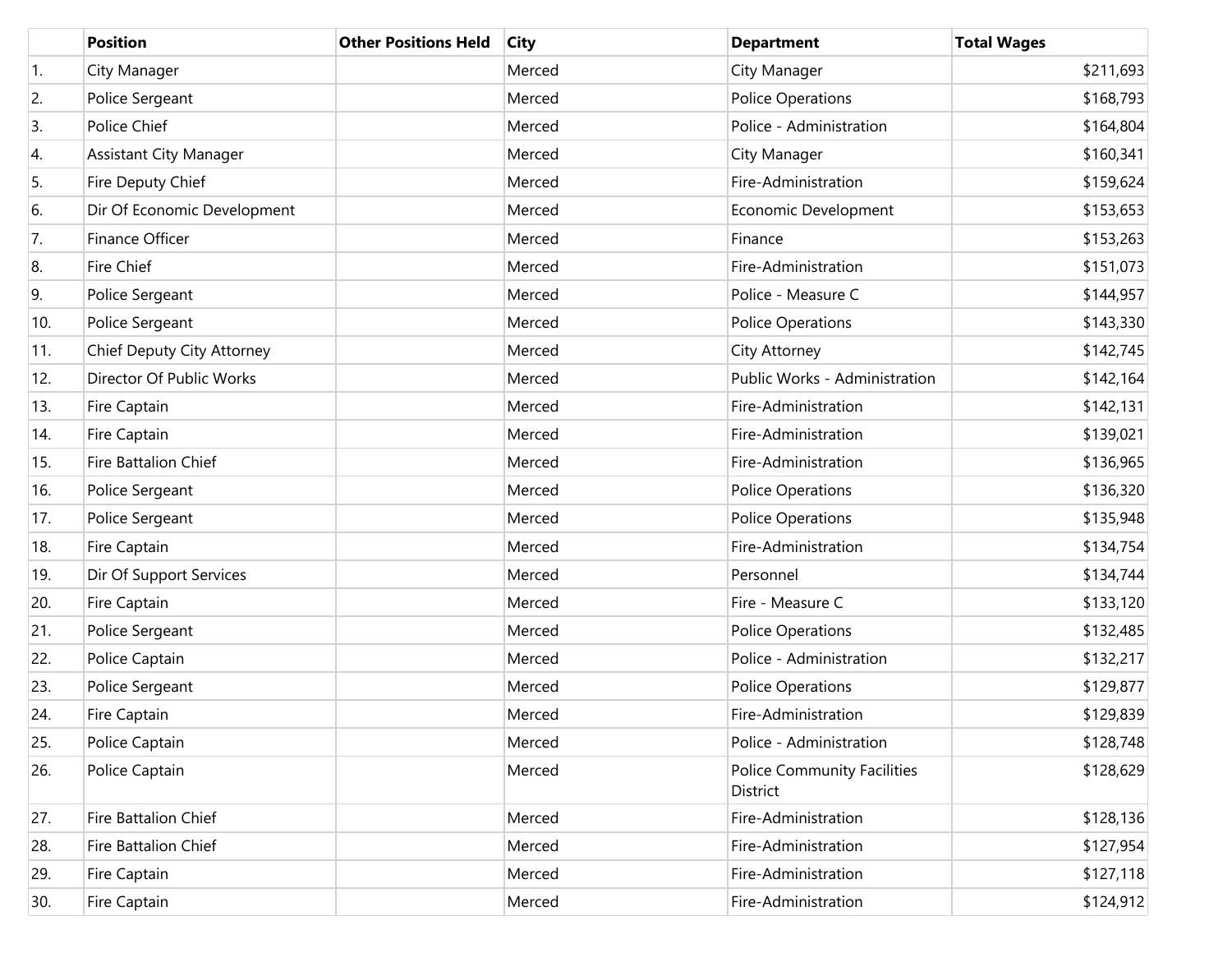| | Position | Other Positions Held | City | Department | Total Wages |
|---|---|---|---|---|---|
| 1. | City Manager | | Merced | City Manager | $211,693 |
| 2. | Police Sergeant | | Merced | Police Operations | $168,793 |
| 3. | Police Chief | | Merced | Police - Administration | $164,804 |
| 4. | Assistant City Manager | | Merced | City Manager | $160,341 |
| 5. | Fire Deputy Chief | | Merced | Fire-Administration | $159,624 |
| 6. | Dir Of Economic Development | | Merced | Economic Development | $153,653 |
| 7. | Finance Officer | | Merced | Finance | $153,263 |
| 8. | Fire Chief | | Merced | Fire-Administration | $151,073 |
| 9. | Police Sergeant | | Merced | Police - Measure C | $144,957 |
| 10. | Police Sergeant | | Merced | Police Operations | $143,330 |
| 11. | Chief Deputy City Attorney | | Merced | City Attorney | $142,745 |
| 12. | Director Of Public Works | | Merced | Public Works - Administration | $142,164 |
| 13. | Fire Captain | | Merced | Fire-Administration | $142,131 |
| 14. | Fire Captain | | Merced | Fire-Administration | $139,021 |
| 15. | Fire Battalion Chief | | Merced | Fire-Administration | $136,965 |
| 16. | Police Sergeant | | Merced | Police Operations | $136,320 |
| 17. | Police Sergeant | | Merced | Police Operations | $135,948 |
| 18. | Fire Captain | | Merced | Fire-Administration | $134,754 |
| 19. | Dir Of Support Services | | Merced | Personnel | $134,744 |
| 20. | Fire Captain | | Merced | Fire - Measure C | $133,120 |
| 21. | Police Sergeant | | Merced | Police Operations | $132,485 |
| 22. | Police Captain | | Merced | Police - Administration | $132,217 |
| 23. | Police Sergeant | | Merced | Police Operations | $129,877 |
| 24. | Fire Captain | | Merced | Fire-Administration | $129,839 |
| 25. | Police Captain | | Merced | Police - Administration | $128,748 |
| 26. | Police Captain | | Merced | Police Community Facilities District | $128,629 |
| 27. | Fire Battalion Chief | | Merced | Fire-Administration | $128,136 |
| 28. | Fire Battalion Chief | | Merced | Fire-Administration | $127,954 |
| 29. | Fire Captain | | Merced | Fire-Administration | $127,118 |
| 30. | Fire Captain | | Merced | Fire-Administration | $124,912 |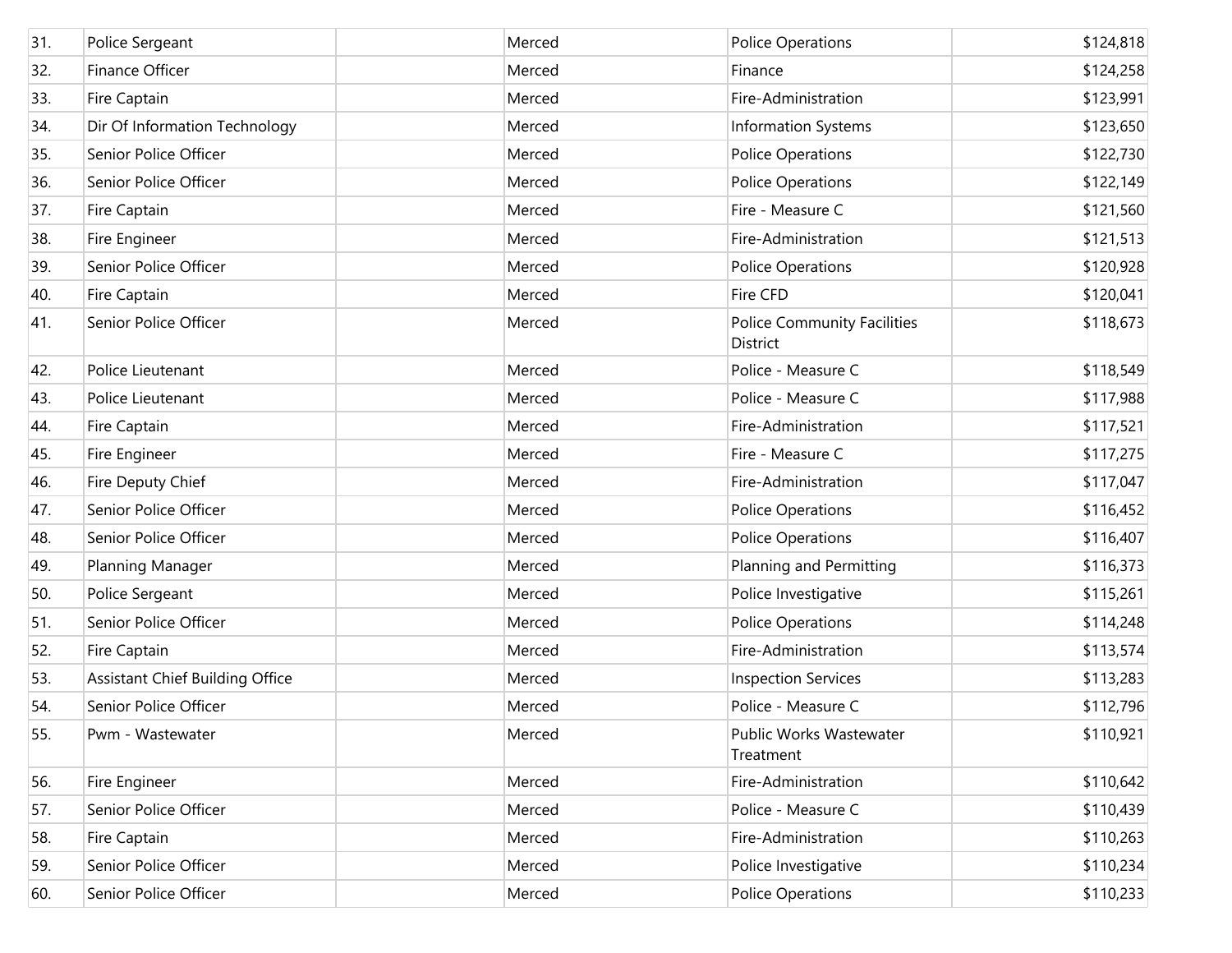| | | | | | |
|---|---|---|---|---|---|
| 31. | Police Sergeant | | Merced | Police Operations | $124,818 |
| 32. | Finance Officer | | Merced | Finance | $124,258 |
| 33. | Fire Captain | | Merced | Fire-Administration | $123,991 |
| 34. | Dir Of Information Technology | | Merced | Information Systems | $123,650 |
| 35. | Senior Police Officer | | Merced | Police Operations | $122,730 |
| 36. | Senior Police Officer | | Merced | Police Operations | $122,149 |
| 37. | Fire Captain | | Merced | Fire - Measure C | $121,560 |
| 38. | Fire Engineer | | Merced | Fire-Administration | $121,513 |
| 39. | Senior Police Officer | | Merced | Police Operations | $120,928 |
| 40. | Fire Captain | | Merced | Fire CFD | $120,041 |
| 41. | Senior Police Officer | | Merced | Police Community Facilities District | $118,673 |
| 42. | Police Lieutenant | | Merced | Police - Measure C | $118,549 |
| 43. | Police Lieutenant | | Merced | Police - Measure C | $117,988 |
| 44. | Fire Captain | | Merced | Fire-Administration | $117,521 |
| 45. | Fire Engineer | | Merced | Fire - Measure C | $117,275 |
| 46. | Fire Deputy Chief | | Merced | Fire-Administration | $117,047 |
| 47. | Senior Police Officer | | Merced | Police Operations | $116,452 |
| 48. | Senior Police Officer | | Merced | Police Operations | $116,407 |
| 49. | Planning Manager | | Merced | Planning and Permitting | $116,373 |
| 50. | Police Sergeant | | Merced | Police Investigative | $115,261 |
| 51. | Senior Police Officer | | Merced | Police Operations | $114,248 |
| 52. | Fire Captain | | Merced | Fire-Administration | $113,574 |
| 53. | Assistant Chief Building Office | | Merced | Inspection Services | $113,283 |
| 54. | Senior Police Officer | | Merced | Police - Measure C | $112,796 |
| 55. | Pwm - Wastewater | | Merced | Public Works Wastewater Treatment | $110,921 |
| 56. | Fire Engineer | | Merced | Fire-Administration | $110,642 |
| 57. | Senior Police Officer | | Merced | Police - Measure C | $110,439 |
| 58. | Fire Captain | | Merced | Fire-Administration | $110,263 |
| 59. | Senior Police Officer | | Merced | Police Investigative | $110,234 |
| 60. | Senior Police Officer | | Merced | Police Operations | $110,233 |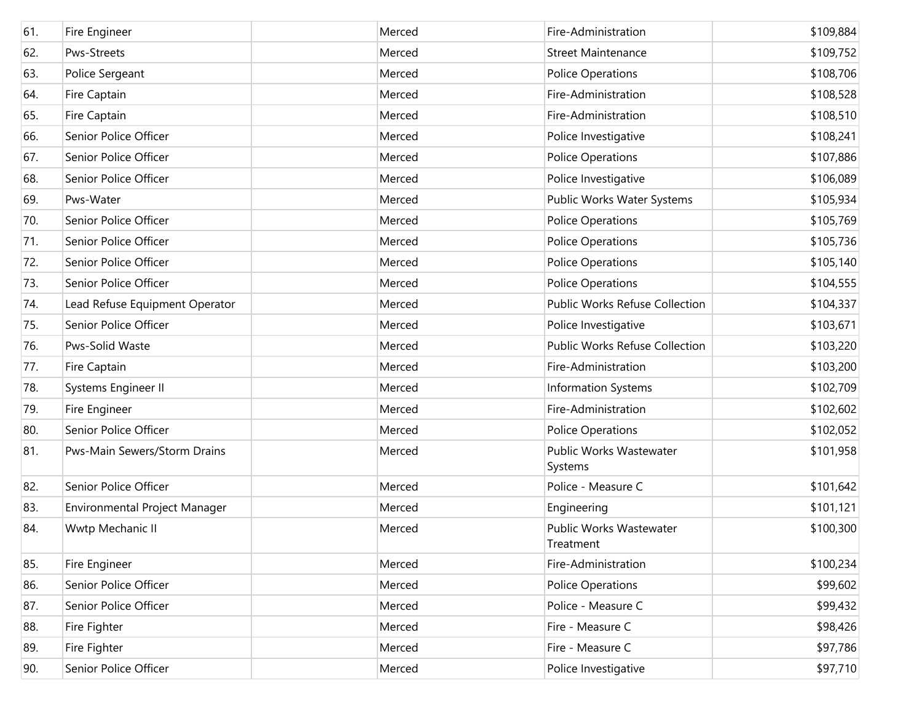| | | | | | |
|---|---|---|---|---|---|
| 61. | Fire Engineer | | Merced | Fire-Administration | $109,884 |
| 62. | Pws-Streets | | Merced | Street Maintenance | $109,752 |
| 63. | Police Sergeant | | Merced | Police Operations | $108,706 |
| 64. | Fire Captain | | Merced | Fire-Administration | $108,528 |
| 65. | Fire Captain | | Merced | Fire-Administration | $108,510 |
| 66. | Senior Police Officer | | Merced | Police Investigative | $108,241 |
| 67. | Senior Police Officer | | Merced | Police Operations | $107,886 |
| 68. | Senior Police Officer | | Merced | Police Investigative | $106,089 |
| 69. | Pws-Water | | Merced | Public Works Water Systems | $105,934 |
| 70. | Senior Police Officer | | Merced | Police Operations | $105,769 |
| 71. | Senior Police Officer | | Merced | Police Operations | $105,736 |
| 72. | Senior Police Officer | | Merced | Police Operations | $105,140 |
| 73. | Senior Police Officer | | Merced | Police Operations | $104,555 |
| 74. | Lead Refuse Equipment Operator | | Merced | Public Works Refuse Collection | $104,337 |
| 75. | Senior Police Officer | | Merced | Police Investigative | $103,671 |
| 76. | Pws-Solid Waste | | Merced | Public Works Refuse Collection | $103,220 |
| 77. | Fire Captain | | Merced | Fire-Administration | $103,200 |
| 78. | Systems Engineer II | | Merced | Information Systems | $102,709 |
| 79. | Fire Engineer | | Merced | Fire-Administration | $102,602 |
| 80. | Senior Police Officer | | Merced | Police Operations | $102,052 |
| 81. | Pws-Main Sewers/Storm Drains | | Merced | Public Works Wastewater Systems | $101,958 |
| 82. | Senior Police Officer | | Merced | Police - Measure C | $101,642 |
| 83. | Environmental Project Manager | | Merced | Engineering | $101,121 |
| 84. | Wwtp Mechanic II | | Merced | Public Works Wastewater Treatment | $100,300 |
| 85. | Fire Engineer | | Merced | Fire-Administration | $100,234 |
| 86. | Senior Police Officer | | Merced | Police Operations | $99,602 |
| 87. | Senior Police Officer | | Merced | Police - Measure C | $99,432 |
| 88. | Fire Fighter | | Merced | Fire - Measure C | $98,426 |
| 89. | Fire Fighter | | Merced | Fire - Measure C | $97,786 |
| 90. | Senior Police Officer | | Merced | Police Investigative | $97,710 |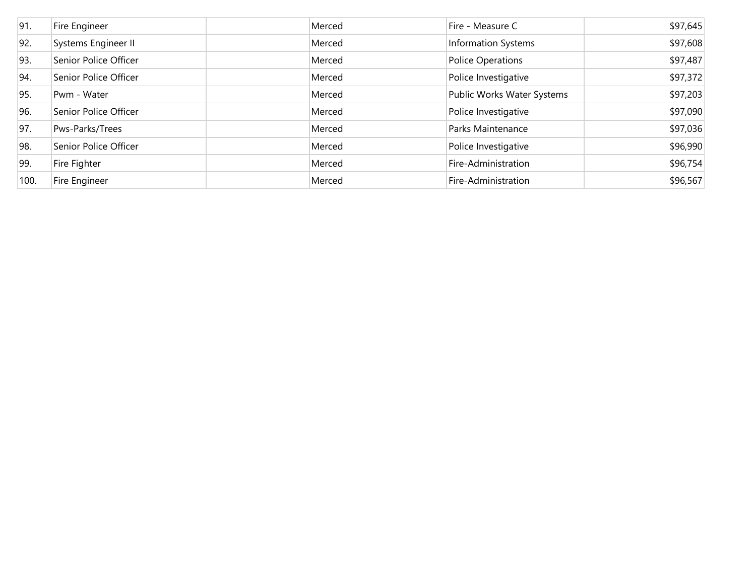| | | | | | |
|---|---|---|---|---|---|
| 91. | Fire Engineer | | Merced | Fire - Measure C | $97,645 |
| 92. | Systems Engineer II | | Merced | Information Systems | $97,608 |
| 93. | Senior Police Officer | | Merced | Police Operations | $97,487 |
| 94. | Senior Police Officer | | Merced | Police Investigative | $97,372 |
| 95. | Pwm - Water | | Merced | Public Works Water Systems | $97,203 |
| 96. | Senior Police Officer | | Merced | Police Investigative | $97,090 |
| 97. | Pws-Parks/Trees | | Merced | Parks Maintenance | $97,036 |
| 98. | Senior Police Officer | | Merced | Police Investigative | $96,990 |
| 99. | Fire Fighter | | Merced | Fire-Administration | $96,754 |
| 100. | Fire Engineer | | Merced | Fire-Administration | $96,567 |